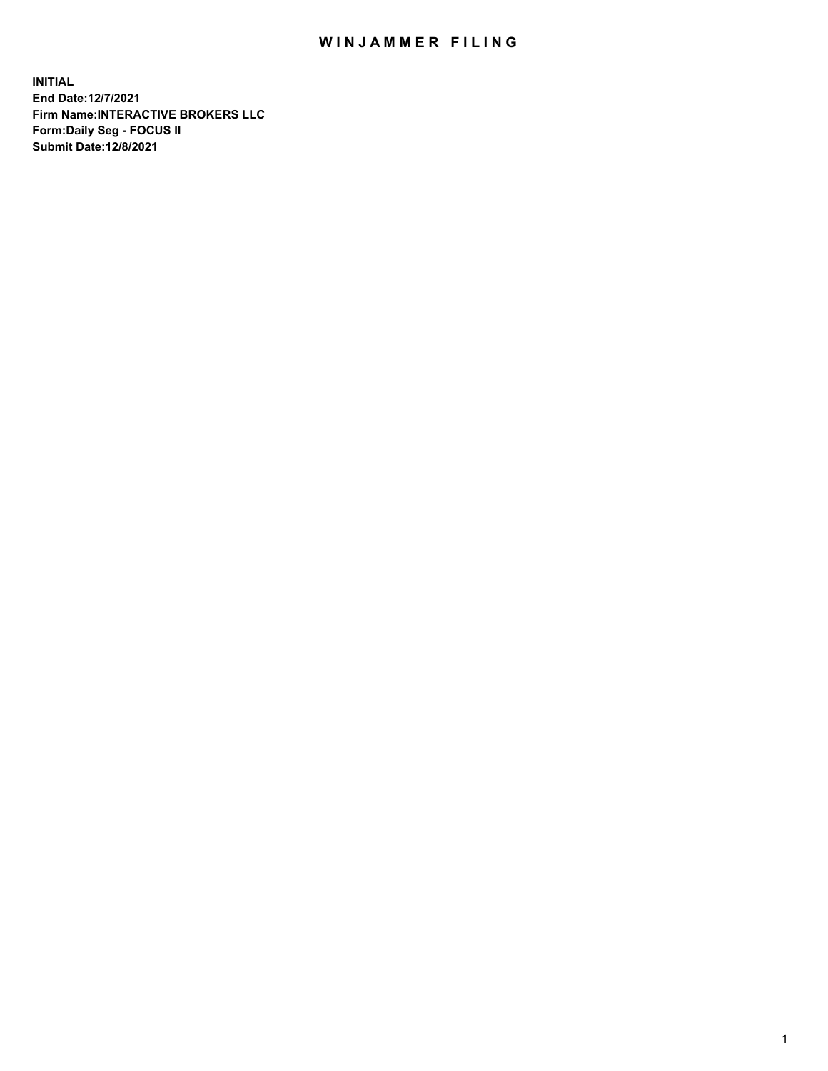# WINJAMMER FILING

**INITIAL**
**End Date:12/7/2021**
**Firm Name:INTERACTIVE BROKERS LLC**
**Form:Daily Seg - FOCUS II**
**Submit Date:12/8/2021**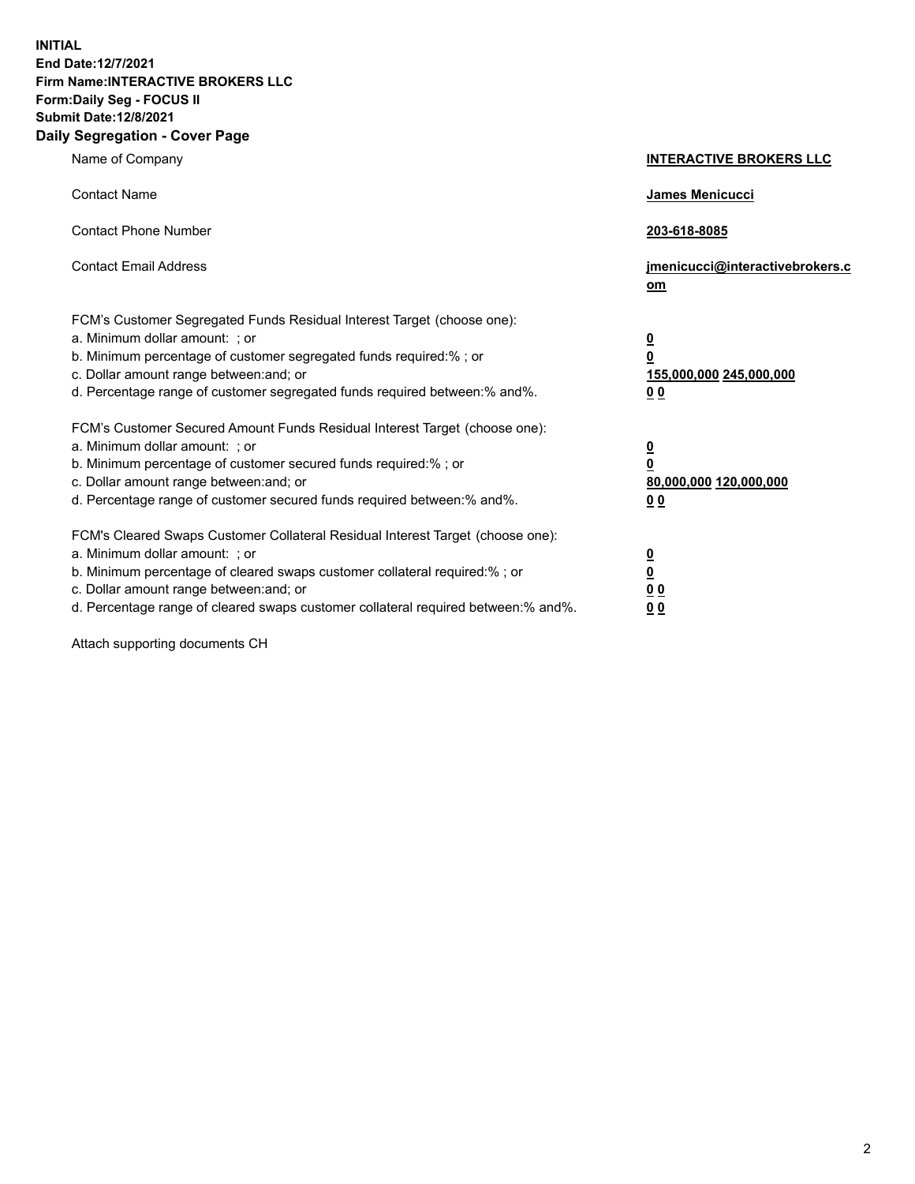**INITIAL**
**End Date:12/7/2021**
**Firm Name:INTERACTIVE BROKERS LLC**
**Form:Daily Seg - FOCUS II**
**Submit Date:12/8/2021**
**Daily Segregation - Cover Page**

| | |
|---|---|
| Name of Company | **INTERACTIVE BROKERS LLC** |
| Contact Name | **James Menicucci** |
| Contact Phone Number | **203-618-8085** |
| Contact Email Address | **jmenicucci@interactivebrokers.com** |

FCM's Customer Segregated Funds Residual Interest Target (choose one):

| | |
|---|---|
| a. Minimum dollar amount: ; or | **0** |
| b. Minimum percentage of customer segregated funds required:% ; or | **0** |
| c. Dollar amount range between:and; or | **155,000,000** **245,000,000** |
| d. Percentage range of customer segregated funds required between:% and%. | **0** **0** |

FCM's Customer Secured Amount Funds Residual Interest Target (choose one):

| | |
|---|---|
| a. Minimum dollar amount: ; or | **0** |
| b. Minimum percentage of customer secured funds required:% ; or | **0** |
| c. Dollar amount range between:and; or | **80,000,000** **120,000,000** |
| d. Percentage range of customer secured funds required between:% and%. | **0** **0** |

FCM's Cleared Swaps Customer Collateral Residual Interest Target (choose one):

| | |
|---|---|
| a. Minimum dollar amount: ; or | **0** |
| b. Minimum percentage of cleared swaps customer collateral required:% ; or | **0** |
| c. Dollar amount range between:and; or | **0** **0** |
| d. Percentage range of cleared swaps customer collateral required between:% and%. | **0** **0** |

Attach supporting documents CH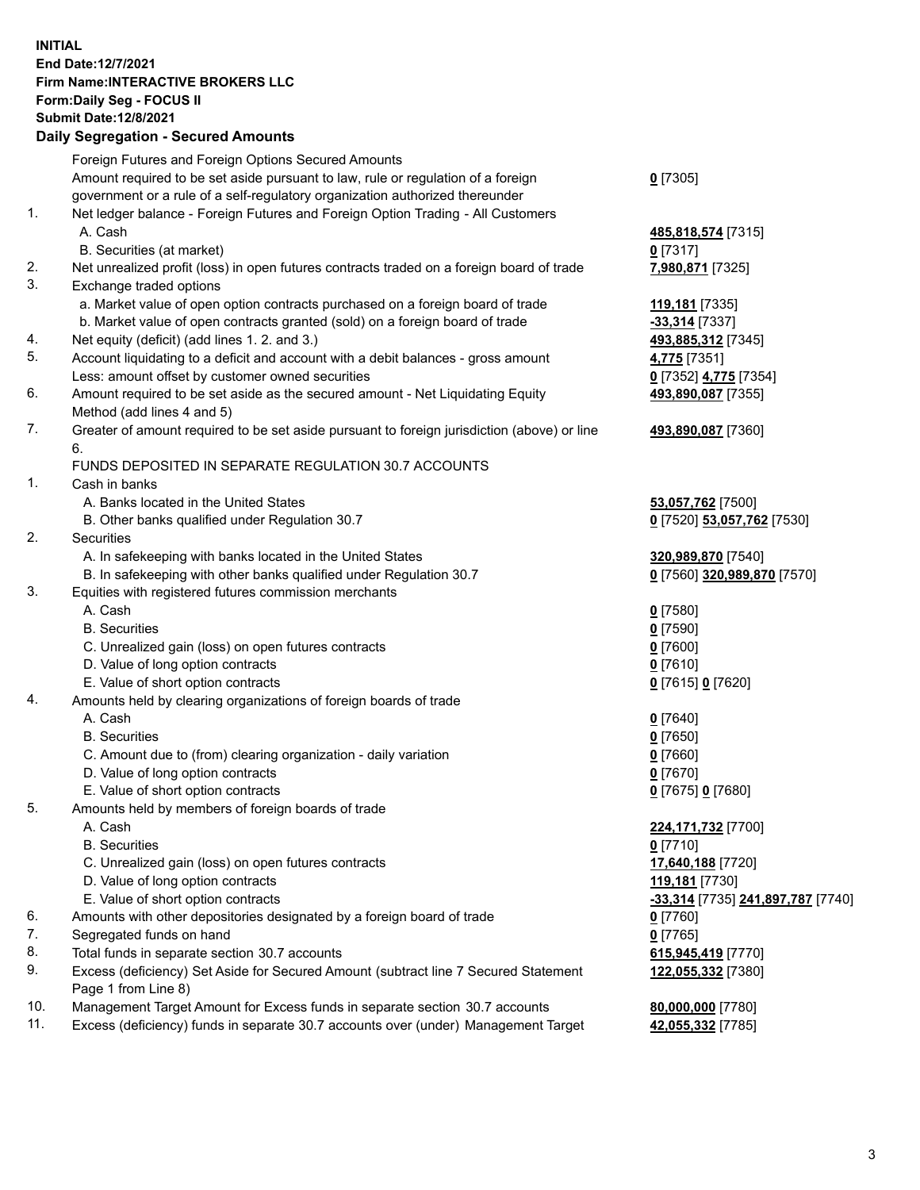**INITIAL**
**End Date:12/7/2021**
**Firm Name:INTERACTIVE BROKERS LLC**
**Form:Daily Seg - FOCUS II**
**Submit Date:12/8/2021**

**Daily Segregation - Secured Amounts**

| | | |
|---|---|---|
| | Foreign Futures and Foreign Options Secured Amounts | |
| | Amount required to be set aside pursuant to law, rule or regulation of a foreign government or a rule of a self-regulatory organization authorized thereunder | **0** [7305] |
| 1. | Net ledger balance - Foreign Futures and Foreign Option Trading - All Customers | |
| | A. Cash | **485,818,574** [7315] |
| | B. Securities (at market) | **0** [7317] |
| 2. | Net unrealized profit (loss) in open futures contracts traded on a foreign board of trade | **7,980,871** [7325] |
| 3. | Exchange traded options | |
| | a. Market value of open option contracts purchased on a foreign board of trade | **119,181** [7335] |
| | b. Market value of open contracts granted (sold) on a foreign board of trade | **-33,314** [7337] |
| 4. | Net equity (deficit) (add lines 1. 2. and 3.) | **493,885,312** [7345] |
| 5. | Account liquidating to a deficit and account with a debit balances - gross amount | **4,775** [7351] |
| | Less: amount offset by customer owned securities | **0** [7352] **4,775** [7354] |
| 6. | Amount required to be set aside as the secured amount - Net Liquidating Equity Method (add lines 4 and 5) | **493,890,087** [7355] |
| 7. | Greater of amount required to be set aside pursuant to foreign jurisdiction (above) or line 6. | **493,890,087** [7360] |
| | FUNDS DEPOSITED IN SEPARATE REGULATION 30.7 ACCOUNTS | |
| 1. | Cash in banks | |
| | A. Banks located in the United States | **53,057,762** [7500] |
| | B. Other banks qualified under Regulation 30.7 | **0** [7520] **53,057,762** [7530] |
| 2. | Securities | |
| | A. In safekeeping with banks located in the United States | **320,989,870** [7540] |
| | B. In safekeeping with other banks qualified under Regulation 30.7 | **0** [7560] **320,989,870** [7570] |
| 3. | Equities with registered futures commission merchants | |
| | A. Cash | **0** [7580] |
| | B. Securities | **0** [7590] |
| | C. Unrealized gain (loss) on open futures contracts | **0** [7600] |
| | D. Value of long option contracts | **0** [7610] |
| | E. Value of short option contracts | **0** [7615] **0** [7620] |
| 4. | Amounts held by clearing organizations of foreign boards of trade | |
| | A. Cash | **0** [7640] |
| | B. Securities | **0** [7650] |
| | C. Amount due to (from) clearing organization - daily variation | **0** [7660] |
| | D. Value of long option contracts | **0** [7670] |
| | E. Value of short option contracts | **0** [7675] **0** [7680] |
| 5. | Amounts held by members of foreign boards of trade | |
| | A. Cash | **224,171,732** [7700] |
| | B. Securities | **0** [7710] |
| | C. Unrealized gain (loss) on open futures contracts | **17,640,188** [7720] |
| | D. Value of long option contracts | **119,181** [7730] |
| | E. Value of short option contracts | **-33,314** [7735] **241,897,787** [7740] |
| 6. | Amounts with other depositories designated by a foreign board of trade | **0** [7760] |
| 7. | Segregated funds on hand | **0** [7765] |
| 8. | Total funds in separate section 30.7 accounts | **615,945,419** [7770] |
| 9. | Excess (deficiency) Set Aside for Secured Amount (subtract line 7 Secured Statement Page 1 from Line 8) | **122,055,332** [7380] |
| 10. | Management Target Amount for Excess funds in separate section 30.7 accounts | **80,000,000** [7780] |
| 11. | Excess (deficiency) funds in separate 30.7 accounts over (under) Management Target | **42,055,332** [7785] |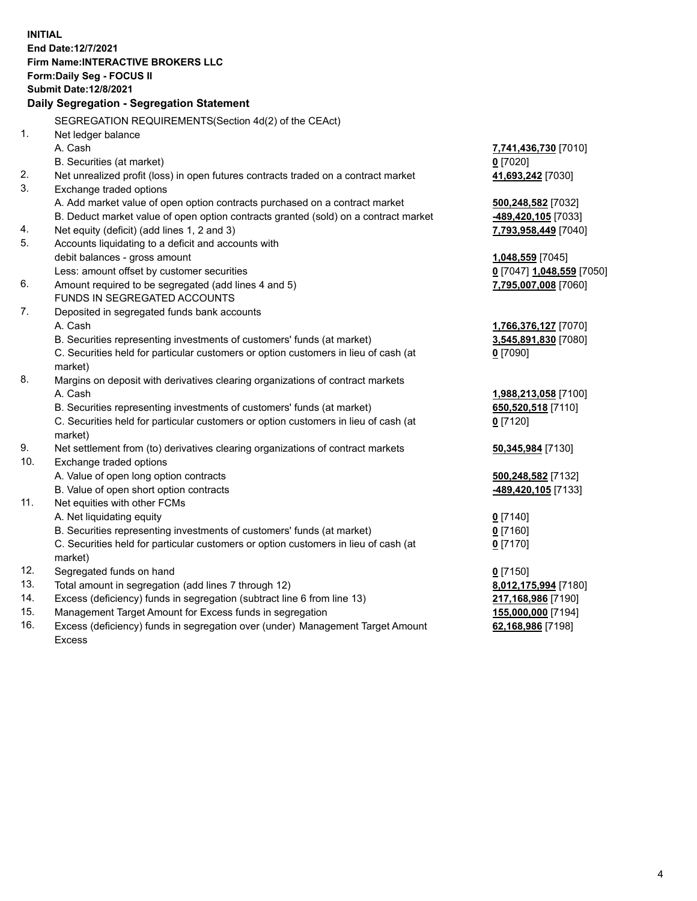**INITIAL**
**End Date:12/7/2021**
**Firm Name:INTERACTIVE BROKERS LLC**
**Form:Daily Seg - FOCUS II**
**Submit Date:12/8/2021**

**Daily Segregation - Segregation Statement**

SEGREGATION REQUIREMENTS(Section 4d(2) of the CEAct)

| | | |
|---|---|---|
| 1. | Net ledger balance | |
| | A. Cash | **7,741,436,730** [7010] |
| | B. Securities (at market) | **0** [7020] |
| 2. | Net unrealized profit (loss) in open futures contracts traded on a contract market | **41,693,242** [7030] |
| 3. | Exchange traded options | |
| | A. Add market value of open option contracts purchased on a contract market | **500,248,582** [7032] |
| | B. Deduct market value of open option contracts granted (sold) on a contract market | **-489,420,105** [7033] |
| 4. | Net equity (deficit) (add lines 1, 2 and 3) | **7,793,958,449** [7040] |
| 5. | Accounts liquidating to a deficit and accounts with debit balances - gross amount | **1,048,559** [7045] |
| | Less: amount offset by customer securities | **0** [7047] **1,048,559** [7050] |
| 6. | Amount required to be segregated (add lines 4 and 5) | **7,795,007,008** [7060] |
| | FUNDS IN SEGREGATED ACCOUNTS | |
| 7. | Deposited in segregated funds bank accounts | |
| | A. Cash | **1,766,376,127** [7070] |
| | B. Securities representing investments of customers' funds (at market) | **3,545,891,830** [7080] |
| | C. Securities held for particular customers or option customers in lieu of cash (at market) | **0** [7090] |
| 8. | Margins on deposit with derivatives clearing organizations of contract markets | |
| | A. Cash | **1,988,213,058** [7100] |
| | B. Securities representing investments of customers' funds (at market) | **650,520,518** [7110] |
| | C. Securities held for particular customers or option customers in lieu of cash (at market) | **0** [7120] |
| 9. | Net settlement from (to) derivatives clearing organizations of contract markets | **50,345,984** [7130] |
| 10. | Exchange traded options | |
| | A. Value of open long option contracts | **500,248,582** [7132] |
| | B. Value of open short option contracts | **-489,420,105** [7133] |
| 11. | Net equities with other FCMs | |
| | A. Net liquidating equity | **0** [7140] |
| | B. Securities representing investments of customers' funds (at market) | **0** [7160] |
| | C. Securities held for particular customers or option customers in lieu of cash (at market) | **0** [7170] |
| 12. | Segregated funds on hand | **0** [7150] |
| 13. | Total amount in segregation (add lines 7 through 12) | **8,012,175,994** [7180] |
| 14. | Excess (deficiency) funds in segregation (subtract line 6 from line 13) | **217,168,986** [7190] |
| 15. | Management Target Amount for Excess funds in segregation | **155,000,000** [7194] |
| 16. | Excess (deficiency) funds in segregation over (under) Management Target Amount Excess | **62,168,986** [7198] |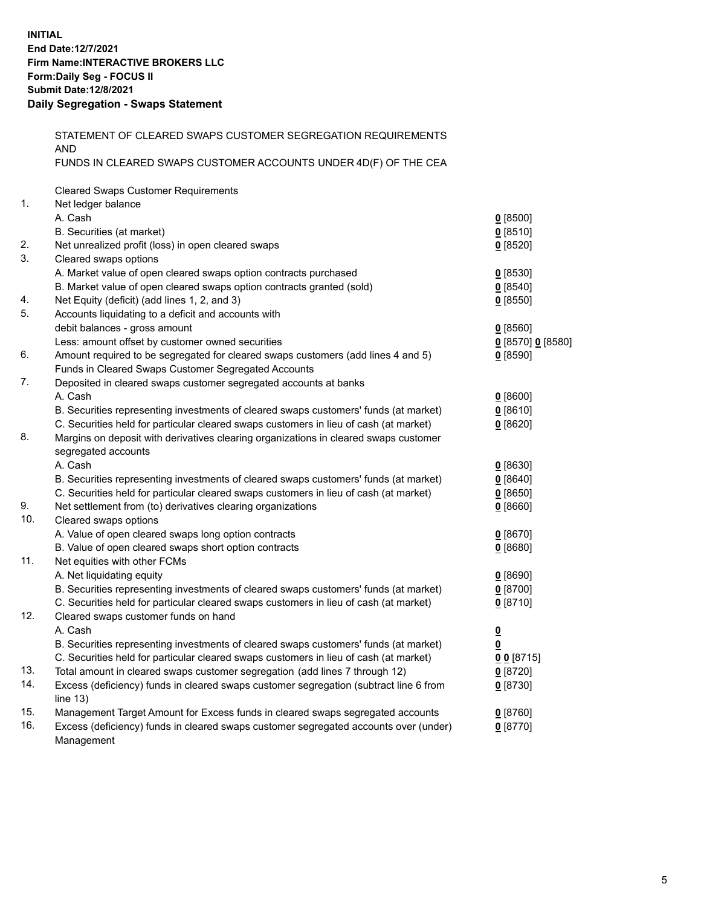**INITIAL**
**End Date:12/7/2021**
**Firm Name:INTERACTIVE BROKERS LLC**
**Form:Daily Seg - FOCUS II**
**Submit Date:12/8/2021**
**Daily Segregation - Swaps Statement**

STATEMENT OF CLEARED SWAPS CUSTOMER SEGREGATION REQUIREMENTS AND FUNDS IN CLEARED SWAPS CUSTOMER ACCOUNTS UNDER 4D(F) OF THE CEA

| | | |
|---|---|---|
| | Cleared Swaps Customer Requirements | |
| 1. | Net ledger balance | |
| | A. Cash | 0 [8500] |
| | B. Securities (at market) | 0 [8510] |
| 2. | Net unrealized profit (loss) in open cleared swaps | 0 [8520] |
| 3. | Cleared swaps options | |
| | A. Market value of open cleared swaps option contracts purchased | 0 [8530] |
| | B. Market value of open cleared swaps option contracts granted (sold) | 0 [8540] |
| 4. | Net Equity (deficit) (add lines 1, 2, and 3) | 0 [8550] |
| 5. | Accounts liquidating to a deficit and accounts with | |
| | debit balances - gross amount | 0 [8560] |
| | Less: amount offset by customer owned securities | 0 [8570] 0 [8580] |
| 6. | Amount required to be segregated for cleared swaps customers (add lines 4 and 5) | 0 [8590] |
| | Funds in Cleared Swaps Customer Segregated Accounts | |
| 7. | Deposited in cleared swaps customer segregated accounts at banks | |
| | A. Cash | 0 [8600] |
| | B. Securities representing investments of cleared swaps customers' funds (at market) | 0 [8610] |
| | C. Securities held for particular cleared swaps customers in lieu of cash (at market) | 0 [8620] |
| 8. | Margins on deposit with derivatives clearing organizations in cleared swaps customer segregated accounts | |
| | A. Cash | 0 [8630] |
| | B. Securities representing investments of cleared swaps customers' funds (at market) | 0 [8640] |
| | C. Securities held for particular cleared swaps customers in lieu of cash (at market) | 0 [8650] |
| 9. | Net settlement from (to) derivatives clearing organizations | 0 [8660] |
| 10. | Cleared swaps options | |
| | A. Value of open cleared swaps long option contracts | 0 [8670] |
| | B. Value of open cleared swaps short option contracts | 0 [8680] |
| 11. | Net equities with other FCMs | |
| | A. Net liquidating equity | 0 [8690] |
| | B. Securities representing investments of cleared swaps customers' funds (at market) | 0 [8700] |
| | C. Securities held for particular cleared swaps customers in lieu of cash (at market) | 0 [8710] |
| 12. | Cleared swaps customer funds on hand | |
| | A. Cash | 0 |
| | B. Securities representing investments of cleared swaps customers' funds (at market) | 0 |
| | C. Securities held for particular cleared swaps customers in lieu of cash (at market) | 0 0 [8715] |
| 13. | Total amount in cleared swaps customer segregation (add lines 7 through 12) | 0 [8720] |
| 14. | Excess (deficiency) funds in cleared swaps customer segregation (subtract line 6 from line 13) | 0 [8730] |
| 15. | Management Target Amount for Excess funds in cleared swaps segregated accounts | 0 [8760] |
| 16. | Excess (deficiency) funds in cleared swaps customer segregated accounts over (under) Management | 0 [8770] |